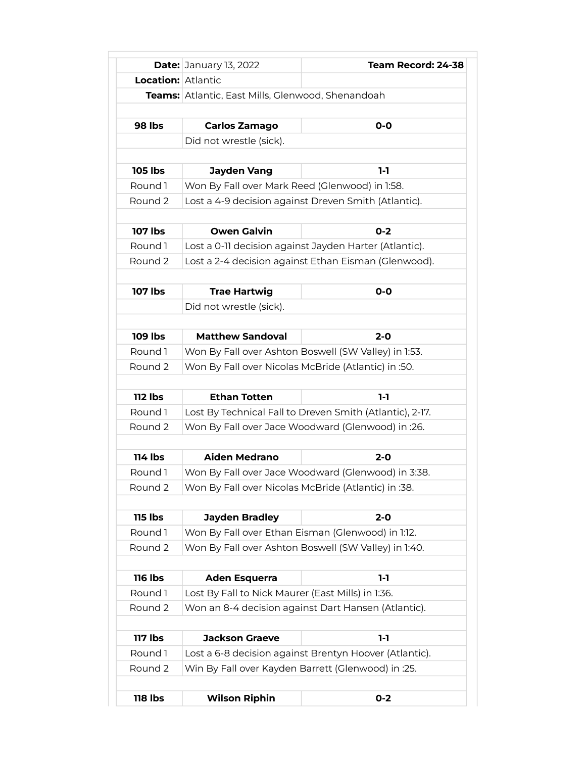| | | |
|---|---|---|
| **Date:** | January 13, 2022 | **Team Record: 24-38** |
| **Location:** | Atlantic | |
| **Teams:** | Atlantic, East Mills, Glenwood, Shenandoah | |
| | | |
| **98 lbs** | **Carlos Zamago** | **0-0** |
| | Did not wrestle (sick). | |
| | | |
| **105 lbs** | **Jayden Vang** | **1-1** |
| Round 1 | Won By Fall over Mark Reed (Glenwood) in 1:58. | |
| Round 2 | Lost a 4-9 decision against Dreven Smith (Atlantic). | |
| | | |
| **107 lbs** | **Owen Galvin** | **0-2** |
| Round 1 | Lost a 0-11 decision against Jayden Harter (Atlantic). | |
| Round 2 | Lost a 2-4 decision against Ethan Eisman (Glenwood). | |
| | | |
| **107 lbs** | **Trae Hartwig** | **0-0** |
| | Did not wrestle (sick). | |
| | | |
| **109 lbs** | **Matthew Sandoval** | **2-0** |
| Round 1 | Won By Fall over Ashton Boswell (SW Valley) in 1:53. | |
| Round 2 | Won By Fall over Nicolas McBride (Atlantic) in :50. | |
| | | |
| **112 lbs** | **Ethan Totten** | **1-1** |
| Round 1 | Lost By Technical Fall to Dreven Smith (Atlantic), 2-17. | |
| Round 2 | Won By Fall over Jace Woodward (Glenwood) in :26. | |
| | | |
| **114 lbs** | **Aiden Medrano** | **2-0** |
| Round 1 | Won By Fall over Jace Woodward (Glenwood) in 3:38. | |
| Round 2 | Won By Fall over Nicolas McBride (Atlantic) in :38. | |
| | | |
| **115 lbs** | **Jayden Bradley** | **2-0** |
| Round 1 | Won By Fall over Ethan Eisman (Glenwood) in 1:12. | |
| Round 2 | Won By Fall over Ashton Boswell (SW Valley) in 1:40. | |
| | | |
| **116 lbs** | **Aden Esquerra** | **1-1** |
| Round 1 | Lost By Fall to Nick Maurer (East Mills) in 1:36. | |
| Round 2 | Won an 8-4 decision against Dart Hansen (Atlantic). | |
| | | |
| **117 lbs** | **Jackson Graeve** | **1-1** |
| Round 1 | Lost a 6-8 decision against Brentyn Hoover (Atlantic). | |
| Round 2 | Win By Fall over Kayden Barrett (Glenwood) in :25. | |
| | | |
| **118 lbs** | **Wilson Riphin** | **0-2** |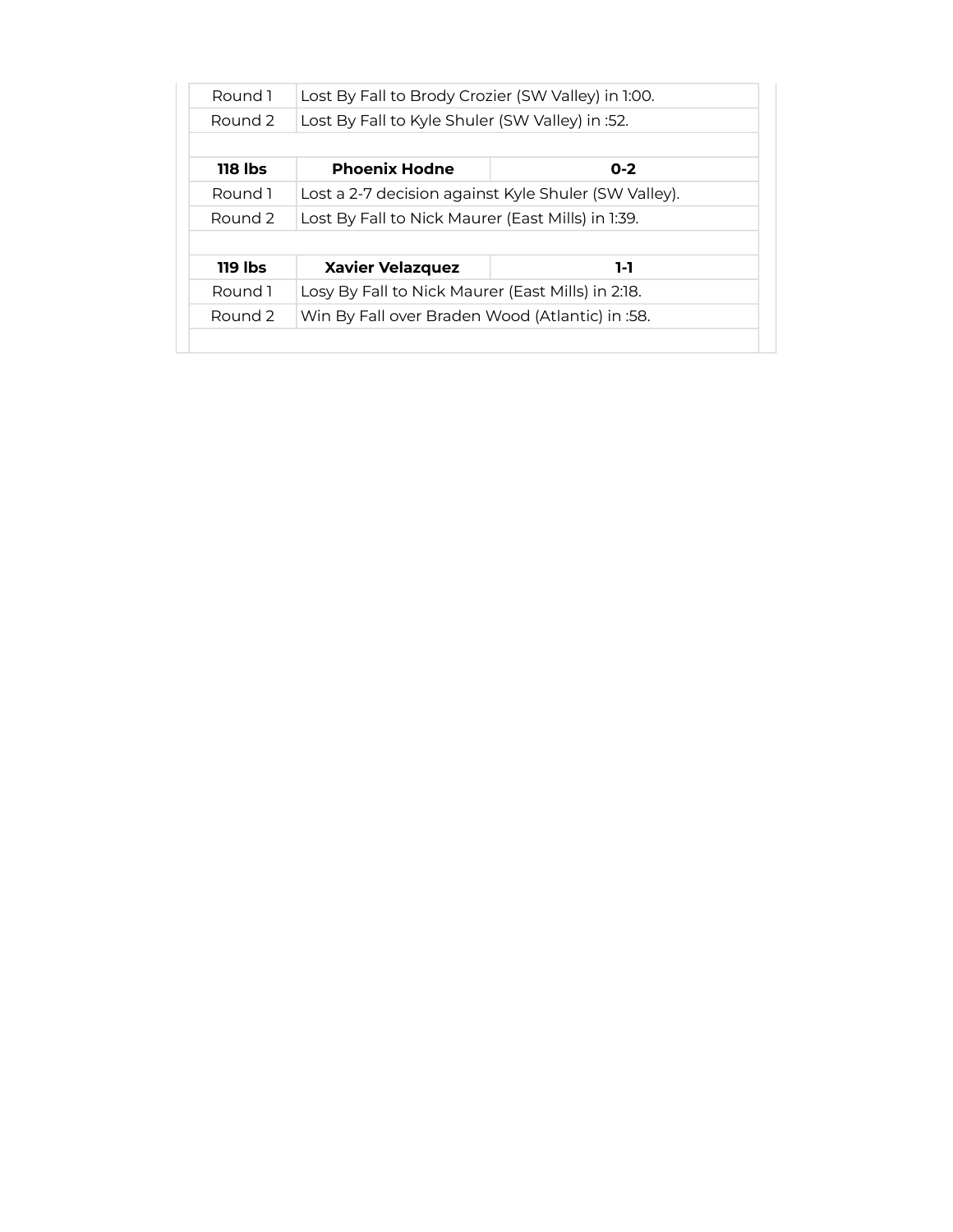| | | |
|---|---|---|
| Round 1 | Lost By Fall to Brody Crozier (SW Valley) in 1:00. | |
| Round 2 | Lost By Fall to Kyle Shuler (SW Valley) in :52. | |
| | | |
| **118 lbs** | **Phoenix Hodne** | **0-2** |
| Round 1 | Lost a 2-7 decision against Kyle Shuler (SW Valley). | |
| Round 2 | Lost By Fall to Nick Maurer (East Mills) in 1:39. | |
| | | |
| **119 lbs** | **Xavier Velazquez** | **1-1** |
| Round 1 | Losy By Fall to Nick Maurer (East Mills) in 2:18. | |
| Round 2 | Win By Fall over Braden Wood (Atlantic) in :58. | |
| | | |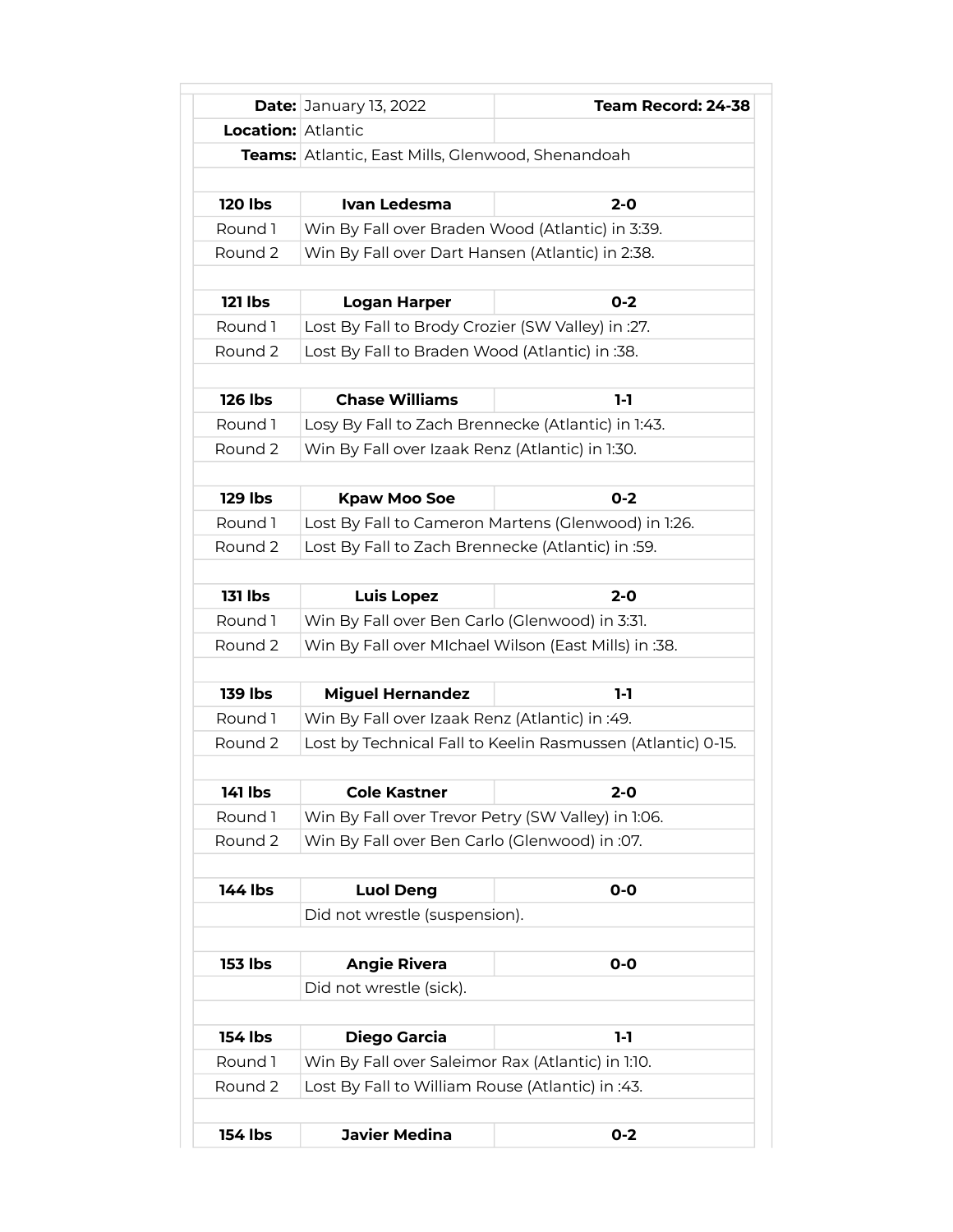| Date: | January 13, 2022 | Team Record: 24-38 |
|---|---|---|
| Location: | Atlantic | |
| Teams: | Atlantic, East Mills, Glenwood, Shenandoah | |
| | | |
| **120 lbs** | **Ivan Ledesma** | **2-0** |
| Round 1 | Win By Fall over Braden Wood (Atlantic) in 3:39. | |
| Round 2 | Win By Fall over Dart Hansen (Atlantic) in 2:38. | |
| | | |
| **121 lbs** | **Logan Harper** | **0-2** |
| Round 1 | Lost By Fall to Brody Crozier (SW Valley) in :27. | |
| Round 2 | Lost By Fall to Braden Wood (Atlantic) in :38. | |
| | | |
| **126 lbs** | **Chase Williams** | **1-1** |
| Round 1 | Losy By Fall to Zach Brennecke (Atlantic) in 1:43. | |
| Round 2 | Win By Fall over Izaak Renz (Atlantic) in 1:30. | |
| | | |
| **129 lbs** | **Kpaw Moo Soe** | **0-2** |
| Round 1 | Lost By Fall to Cameron Martens (Glenwood) in 1:26. | |
| Round 2 | Lost By Fall to Zach Brennecke (Atlantic) in :59. | |
| | | |
| **131 lbs** | **Luis Lopez** | **2-0** |
| Round 1 | Win By Fall over Ben Carlo (Glenwood) in 3:31. | |
| Round 2 | Win By Fall over MIchael Wilson (East Mills) in :38. | |
| | | |
| **139 lbs** | **Miguel Hernandez** | **1-1** |
| Round 1 | Win By Fall over Izaak Renz (Atlantic) in :49. | |
| Round 2 | Lost by Technical Fall to Keelin Rasmussen (Atlantic) 0-15. | |
| | | |
| **141 lbs** | **Cole Kastner** | **2-0** |
| Round 1 | Win By Fall over Trevor Petry (SW Valley) in 1:06. | |
| Round 2 | Win By Fall over Ben Carlo (Glenwood) in :07. | |
| | | |
| **144 lbs** | **Luol Deng** | **0-0** |
| | Did not wrestle (suspension). | |
| | | |
| **153 lbs** | **Angie Rivera** | **0-0** |
| | Did not wrestle (sick). | |
| | | |
| **154 lbs** | **Diego Garcia** | **1-1** |
| Round 1 | Win By Fall over Saleimor Rax (Atlantic) in 1:10. | |
| Round 2 | Lost By Fall to William Rouse (Atlantic) in :43. | |
| | | |
| **154 lbs** | **Javier Medina** | **0-2** |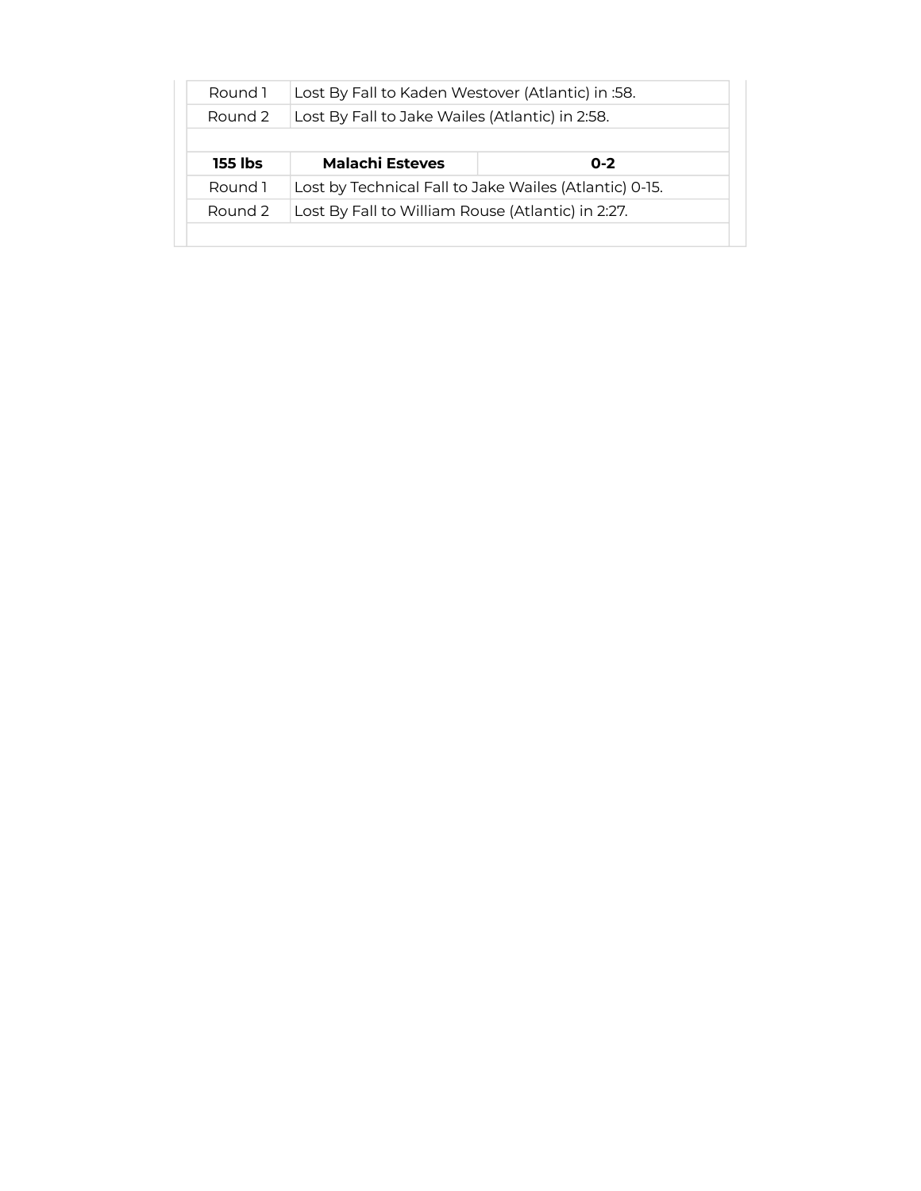| | | |
|---|---|---|
| Round 1 | Lost By Fall to Kaden Westover (Atlantic) in :58. | |
| Round 2 | Lost By Fall to Jake Wailes (Atlantic) in 2:58. | |
| | | |
| **155 lbs** | **Malachi Esteves** | **0-2** |
| Round 1 | Lost by Technical Fall to Jake Wailes (Atlantic) 0-15. | |
| Round 2 | Lost By Fall to William Rouse (Atlantic) in 2:27. | |
| | | |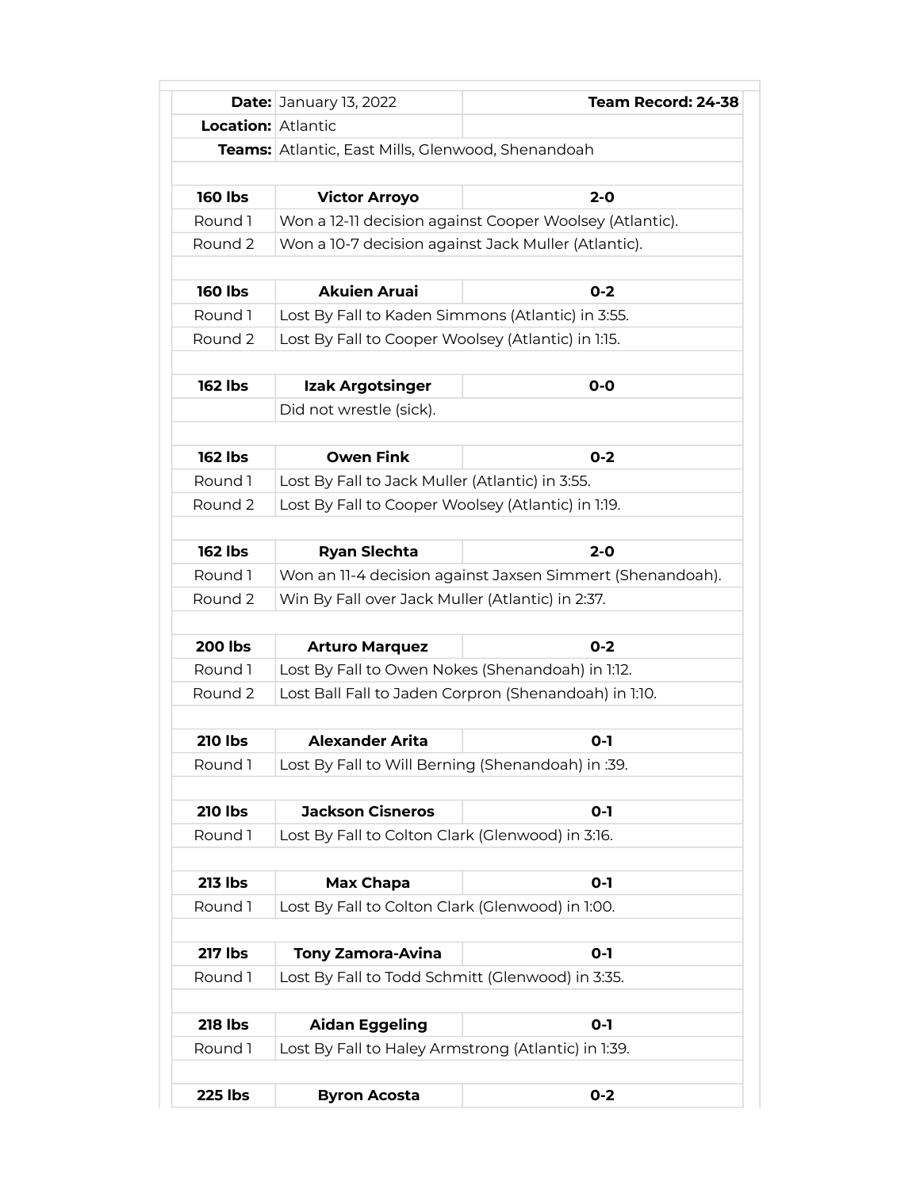| | | | |
|---|---|---|---|
| **Date:** | January 13, 2022 | **Team Record: 24-38** | |
| **Location:** | Atlantic | | |
| **Teams:** | Atlantic, East Mills, Glenwood, Shenandoah | | |
| | | | |
| **160 lbs** | **Victor Arroyo** | **2-0** | |
| Round 1 | Won a 12-11 decision against Cooper Woolsey (Atlantic). | | |
| Round 2 | Won a 10-7 decision against Jack Muller (Atlantic). | | |
| | | | |
| **160 lbs** | **Akuien Aruai** | **0-2** | |
| Round 1 | Lost By Fall to Kaden Simmons (Atlantic) in 3:55. | | |
| Round 2 | Lost By Fall to Cooper Woolsey (Atlantic) in 1:15. | | |
| | | | |
| **162 lbs** | **Izak Argotsinger** | **0-0** | |
| | Did not wrestle (sick). | | |
| | | | |
| **162 lbs** | **Owen Fink** | **0-2** | |
| Round 1 | Lost By Fall to Jack Muller (Atlantic) in 3:55. | | |
| Round 2 | Lost By Fall to Cooper Woolsey (Atlantic) in 1:19. | | |
| | | | |
| **162 lbs** | **Ryan Slechta** | **2-0** | |
| Round 1 | Won an 11-4 decision against Jaxsen Simmert (Shenandoah). | | |
| Round 2 | Win By Fall over Jack Muller (Atlantic) in 2:37. | | |
| | | | |
| **200 lbs** | **Arturo Marquez** | **0-2** | |
| Round 1 | Lost By Fall to Owen Nokes (Shenandoah) in 1:12. | | |
| Round 2 | Lost Ball Fall to Jaden Corpron (Shenandoah) in 1:10. | | |
| | | | |
| **210 lbs** | **Alexander Arita** | **0-1** | |
| Round 1 | Lost By Fall to Will Berning (Shenandoah) in :39. | | |
| | | | |
| **210 lbs** | **Jackson Cisneros** | **0-1** | |
| Round 1 | Lost By Fall to Colton Clark (Glenwood) in 3:16. | | |
| | | | |
| **213 lbs** | **Max Chapa** | **0-1** | |
| Round 1 | Lost By Fall to Colton Clark (Glenwood) in 1:00. | | |
| | | | |
| **217 lbs** | **Tony Zamora-Avina** | **0-1** | |
| Round 1 | Lost By Fall to Todd Schmitt (Glenwood) in 3:35. | | |
| | | | |
| **218 lbs** | **Aidan Eggeling** | **0-1** | |
| Round 1 | Lost By Fall to Haley Armstrong (Atlantic) in 1:39. | | |
| | | | |
| **225 lbs** | **Byron Acosta** | **0-2** | |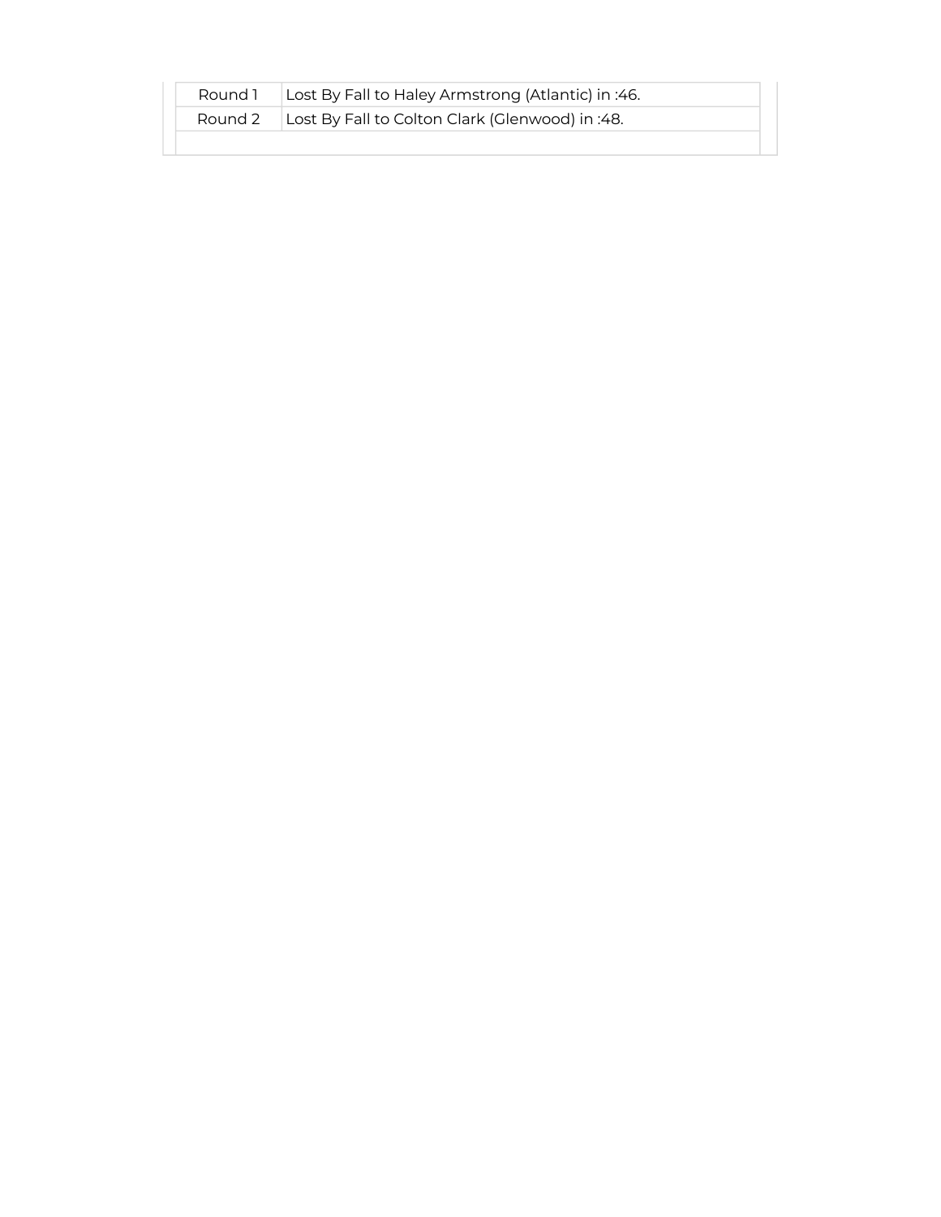| Round 1 | Lost By Fall to Haley Armstrong (Atlantic) in :46. |
|---|---|
| Round 2 | Lost By Fall to Colton Clark (Glenwood) in :48. |
| | |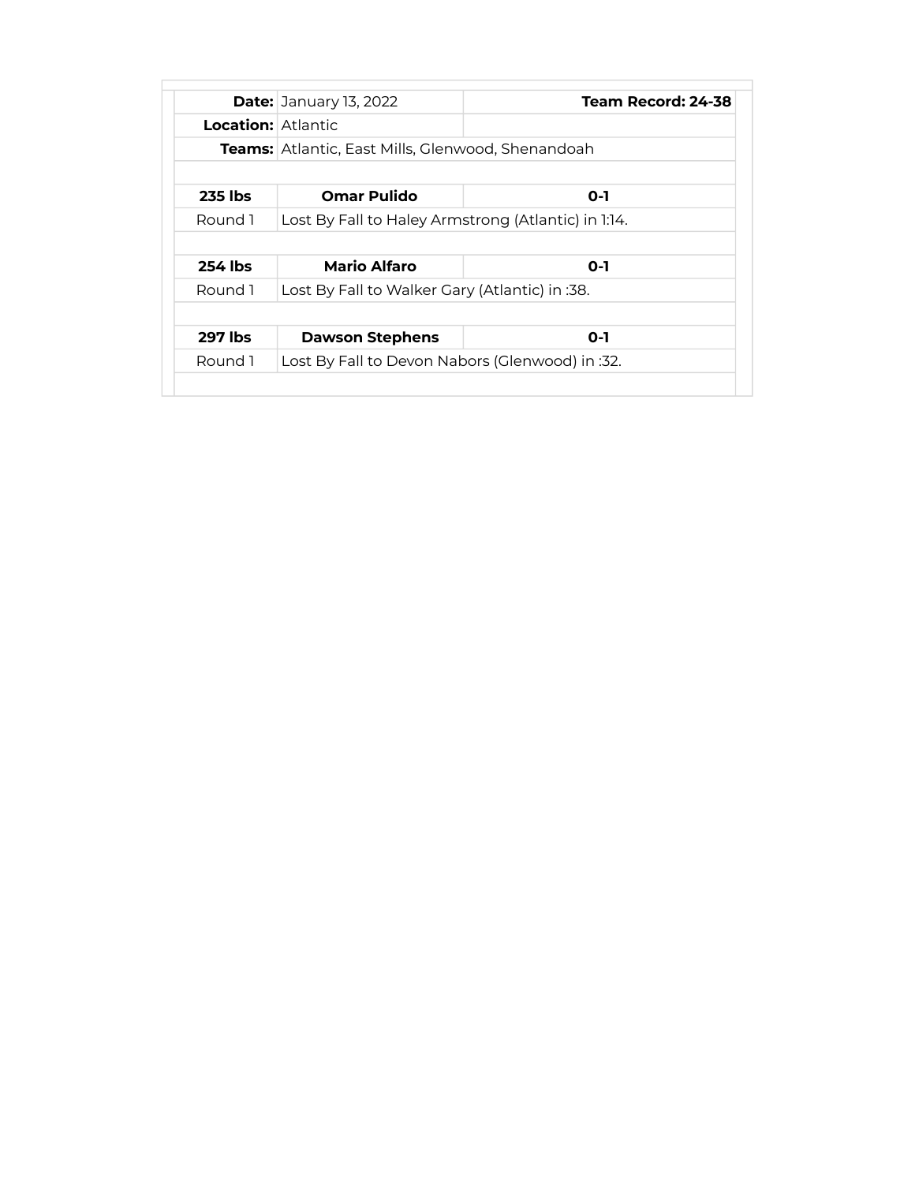| | | |
|---|---|---|
| **Date:** | January 13, 2022 | **Team Record: 24-38** |
| **Location:** | Atlantic | |
| **Teams:** | Atlantic, East Mills, Glenwood, Shenandoah | |
| | | |
| **235 lbs** | **Omar Pulido** | **0-1** |
| Round 1 | Lost By Fall to Haley Armstrong (Atlantic) in 1:14. | |
| | | |
| **254 lbs** | **Mario Alfaro** | **0-1** |
| Round 1 | Lost By Fall to Walker Gary (Atlantic) in :38. | |
| | | |
| **297 lbs** | **Dawson Stephens** | **0-1** |
| Round 1 | Lost By Fall to Devon Nabors (Glenwood) in :32. | |